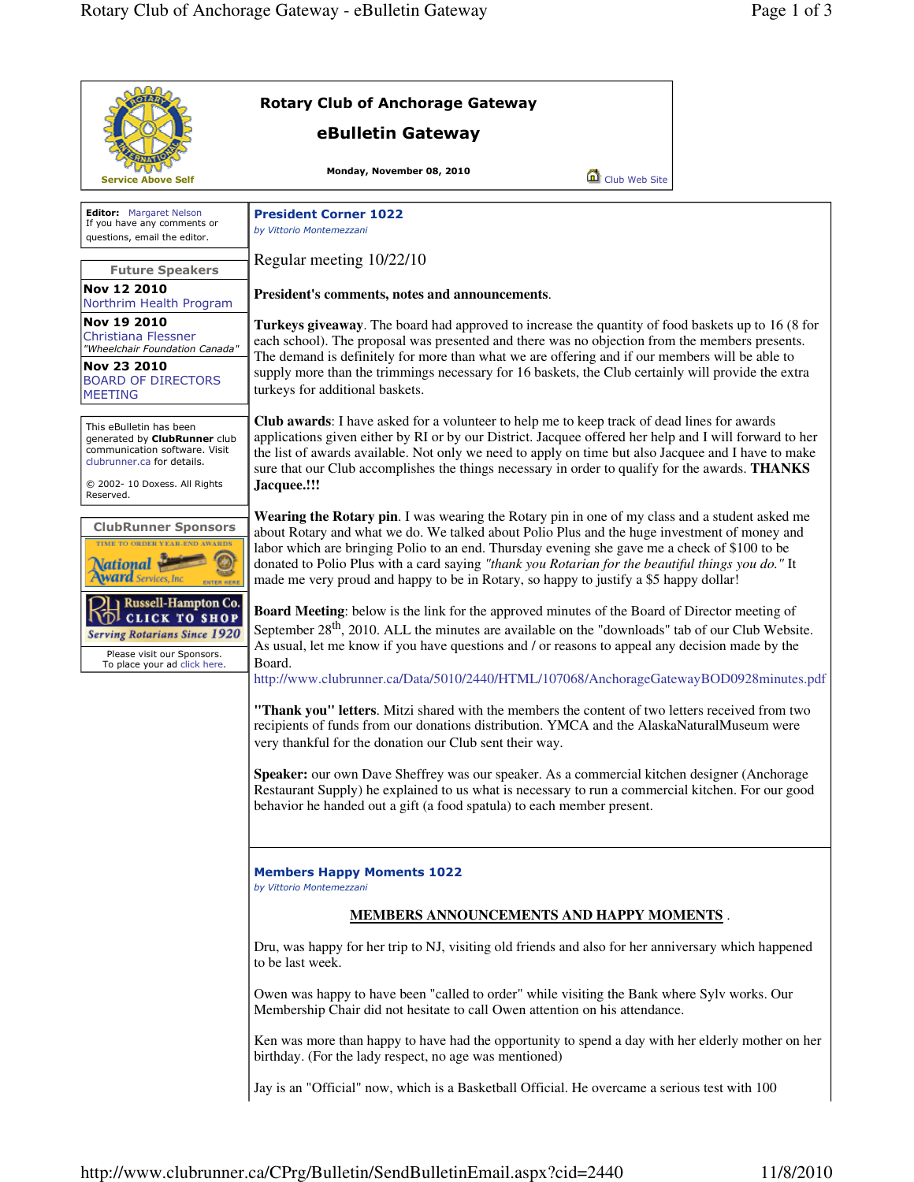# Rotary Club of Anchorage Gateway

## eBulletin Gateway

Service Above Self

**Monday, November 08, 2010**

Club Web Site

**Editor:** Margaret Nelson
If you have any comments or questions, email the editor.

### Future Speakers

**Nov 12 2010**
Northrim Health Program

**Nov 19 2010**
Christiana Flessner
*"Wheelchair Foundation Canada"*

**Nov 23 2010**
BOARD OF DIRECTORS MEETING

This eBulletin has been generated by **ClubRunner** club communication software. Visit clubrunner.ca for details.

© 2002- 10 Doxess. All Rights Reserved.

### ClubRunner Sponsors

TIME TO ORDER YEAR-END AWARDS
National Award Services, Inc. ENTER HERE

Russell-Hampton Co. CLICK TO SHOP
*Serving Rotarians Since 1920*

Please visit our Sponsors.
To place your ad click here.

## President Corner 1022

*by Vittorio Montemezzani*

Regular meeting 10/22/10

**President's comments, notes and announcements**.

**Turkeys giveaway**. The board had approved to increase the quantity of food baskets up to 16 (8 for each school). The proposal was presented and there was no objection from the members presents. The demand is definitely for more than what we are offering and if our members will be able to supply more than the trimmings necessary for 16 baskets, the Club certainly will provide the extra turkeys for additional baskets.

**Club awards**: I have asked for a volunteer to help me to keep track of dead lines for awards applications given either by RI or by our District. Jacquee offered her help and I will forward to her the list of awards available. Not only we need to apply on time but also Jacquee and I have to make sure that our Club accomplishes the things necessary in order to qualify for the awards. **THANKS Jacquee.!!!**

**Wearing the Rotary pin**. I was wearing the Rotary pin in one of my class and a student asked me about Rotary and what we do. We talked about Polio Plus and the huge investment of money and labor which are bringing Polio to an end. Thursday evening she gave me a check of $100 to be donated to Polio Plus with a card saying *"thank you Rotarian for the beautiful things you do."* It made me very proud and happy to be in Rotary, so happy to justify a $5 happy dollar!

**Board Meeting**: below is the link for the approved minutes of the Board of Director meeting of September 28th, 2010. ALL the minutes are available on the "downloads" tab of our Club Website. As usual, let me know if you have questions and / or reasons to appeal any decision made by the Board.
http://www.clubrunner.ca/Data/5010/2440/HTML/107068/AnchorageGatewayBOD0928minutes.pdf

**"Thank you" letters**. Mitzi shared with the members the content of two letters received from two recipients of funds from our donations distribution. YMCA and the AlaskaNaturalMuseum were very thankful for the donation our Club sent their way.

**Speaker:** our own Dave Sheffrey was our speaker. As a commercial kitchen designer (Anchorage Restaurant Supply) he explained to us what is necessary to run a commercial kitchen. For our good behavior he handed out a gift (a food spatula) to each member present.

## Members Happy Moments 1022

*by Vittorio Montemezzani*

**MEMBERS ANNOUNCEMENTS AND HAPPY MOMENTS** .

Dru, was happy for her trip to NJ, visiting old friends and also for her anniversary which happened to be last week.

Owen was happy to have been "called to order" while visiting the Bank where Sylv works. Our Membership Chair did not hesitate to call Owen attention on his attendance.

Ken was more than happy to have had the opportunity to spend a day with her elderly mother on her birthday. (For the lady respect, no age was mentioned)

Jay is an "Official" now, which is a Basketball Official. He overcame a serious test with 100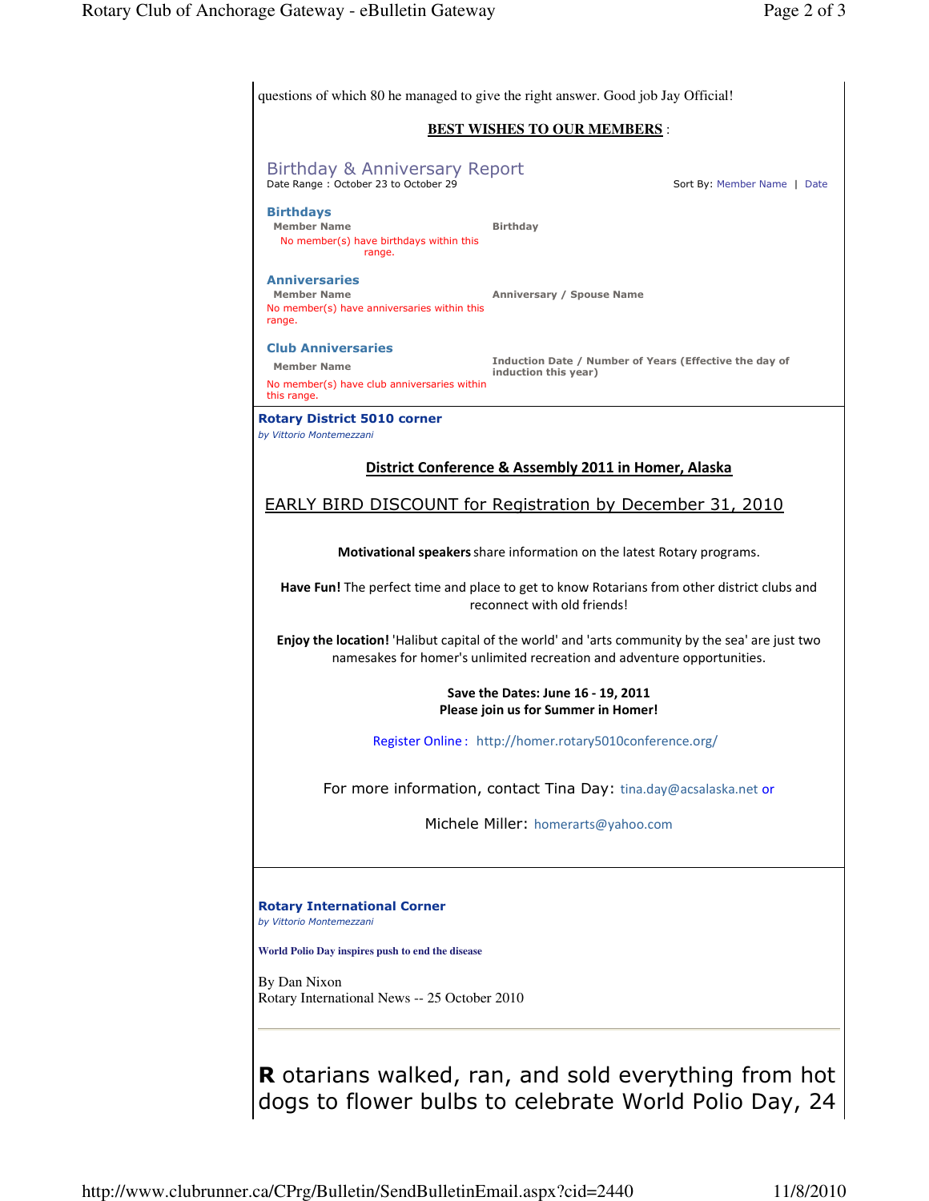questions of which 80 he managed to give the right answer. Good job Jay Official!

**BEST WISHES TO OUR MEMBERS** :

## Birthday & Anniversary Report

Date Range : October 23 to October 29

Sort By: Member Name | Date

### Birthdays

| Member Name | Birthday |
|---|---|
| No member(s) have birthdays within this range. | |

### Anniversaries

| Member Name | Anniversary / Spouse Name |
|---|---|
| No member(s) have anniversaries within this range. | |

### Club Anniversaries

| Member Name | Induction Date / Number of Years (Effective the day of induction this year) |
|---|---|
| No member(s) have club anniversaries within this range. | |

## Rotary District 5010 corner

*by Vittorio Montemezzani*

**District Conference & Assembly 2011 in Homer, Alaska**

EARLY BIRD DISCOUNT for Registration by December 31, 2010

**Motivational speakers** share information on the latest Rotary programs.

**Have Fun!** The perfect time and place to get to know Rotarians from other district clubs and reconnect with old friends!

**Enjoy the location!** 'Halibut capital of the world' and 'arts community by the sea' are just two namesakes for homer's unlimited recreation and adventure opportunities.

**Save the Dates: June 16 - 19, 2011**
**Please join us for Summer in Homer!**

Register Online : http://homer.rotary5010conference.org/

For more information, contact Tina Day: tina.day@acsalaska.net or

Michele Miller: homerarts@yahoo.com

## Rotary International Corner

*by Vittorio Montemezzani*

**World Polio Day inspires push to end the disease**

By Dan Nixon
Rotary International News -- 25 October 2010

---

**R** otarians walked, ran, and sold everything from hot dogs to flower bulbs to celebrate World Polio Day, 24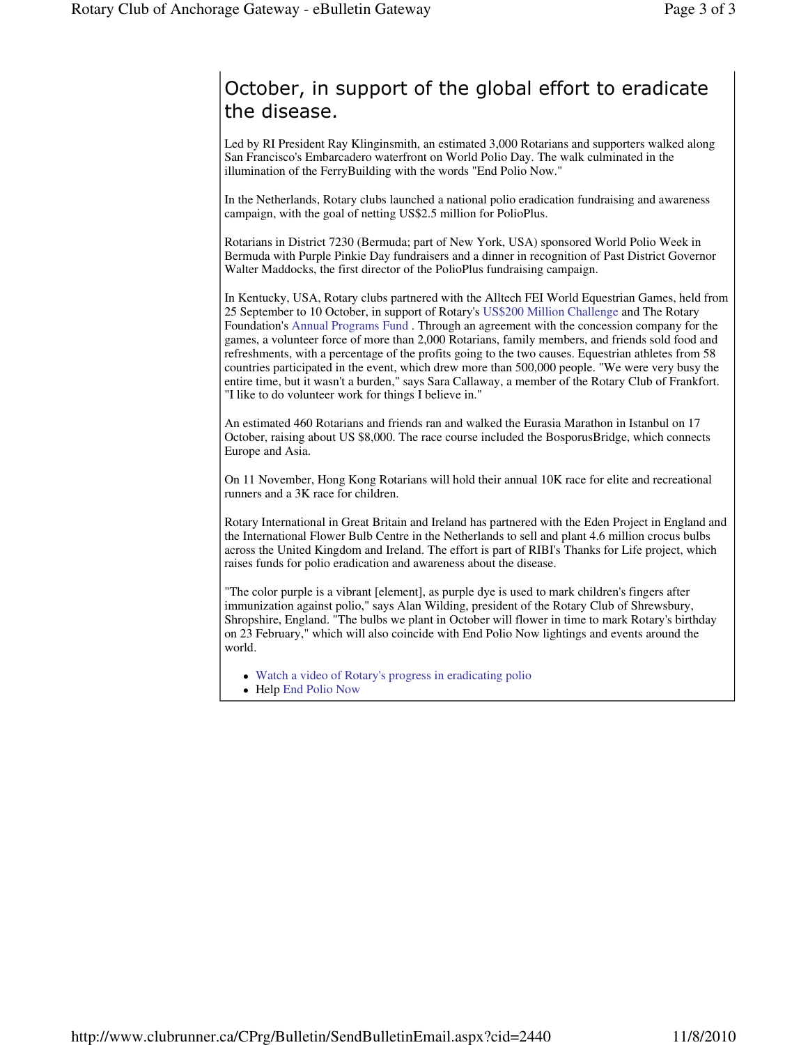October, in support of the global effort to eradicate the disease.

Led by RI President Ray Klinginsmith, an estimated 3,000 Rotarians and supporters walked along San Francisco's Embarcadero waterfront on World Polio Day. The walk culminated in the illumination of the FerryBuilding with the words "End Polio Now."

In the Netherlands, Rotary clubs launched a national polio eradication fundraising and awareness campaign, with the goal of netting US$2.5 million for PolioPlus.

Rotarians in District 7230 (Bermuda; part of New York, USA) sponsored World Polio Week in Bermuda with Purple Pinkie Day fundraisers and a dinner in recognition of Past District Governor Walter Maddocks, the first director of the PolioPlus fundraising campaign.

In Kentucky, USA, Rotary clubs partnered with the Alltech FEI World Equestrian Games, held from 25 September to 10 October, in support of Rotary's US$200 Million Challenge and The Rotary Foundation's Annual Programs Fund . Through an agreement with the concession company for the games, a volunteer force of more than 2,000 Rotarians, family members, and friends sold food and refreshments, with a percentage of the profits going to the two causes. Equestrian athletes from 58 countries participated in the event, which drew more than 500,000 people. "We were very busy the entire time, but it wasn't a burden," says Sara Callaway, a member of the Rotary Club of Frankfort. "I like to do volunteer work for things I believe in."

An estimated 460 Rotarians and friends ran and walked the Eurasia Marathon in Istanbul on 17 October, raising about US $8,000. The race course included the BosporusBridge, which connects Europe and Asia.

On 11 November, Hong Kong Rotarians will hold their annual 10K race for elite and recreational runners and a 3K race for children.

Rotary International in Great Britain and Ireland has partnered with the Eden Project in England and the International Flower Bulb Centre in the Netherlands to sell and plant 4.6 million crocus bulbs across the United Kingdom and Ireland. The effort is part of RIBI's Thanks for Life project, which raises funds for polio eradication and awareness about the disease.

"The color purple is a vibrant [element], as purple dye is used to mark children's fingers after immunization against polio," says Alan Wilding, president of the Rotary Club of Shrewsbury, Shropshire, England. "The bulbs we plant in October will flower in time to mark Rotary's birthday on 23 February," which will also coincide with End Polio Now lightings and events around the world.

- Watch a video of Rotary's progress in eradicating polio
- Help End Polio Now